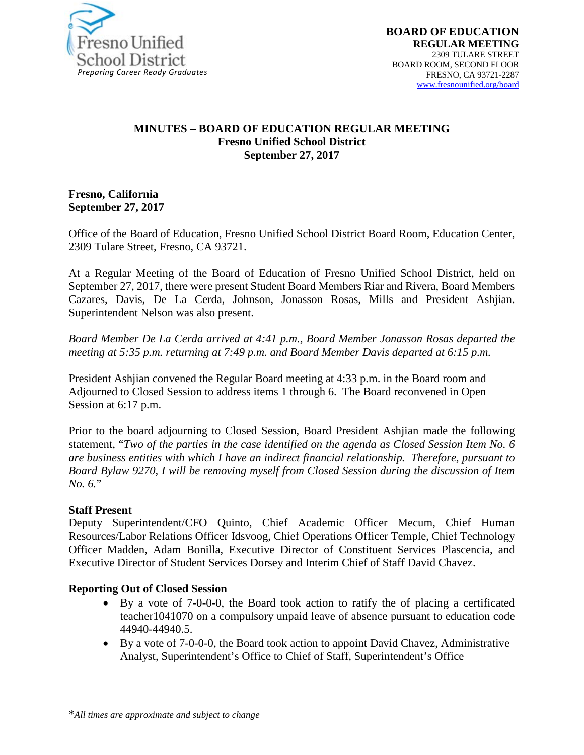Fresno Unified School District
*Preparing Career Ready Graduates*

**BOARD OF EDUCATION**
**REGULAR MEETING**
2309 TULARE STREET
BOARD ROOM, SECOND FLOOR
FRESNO, CA 93721-2287
www.fresnounified.org/board

## MINUTES – BOARD OF EDUCATION REGULAR MEETING
**Fresno Unified School District**
**September 27, 2017**

**Fresno, California**
**September 27, 2017**

Office of the Board of Education, Fresno Unified School District Board Room, Education Center, 2309 Tulare Street, Fresno, CA 93721.

At a Regular Meeting of the Board of Education of Fresno Unified School District, held on September 27, 2017, there were present Student Board Members Riar and Rivera, Board Members Cazares, Davis, De La Cerda, Johnson, Jonasson Rosas, Mills and President Ashjian. Superintendent Nelson was also present.

*Board Member De La Cerda arrived at 4:41 p.m., Board Member Jonasson Rosas departed the meeting at 5:35 p.m. returning at 7:49 p.m. and Board Member Davis departed at 6:15 p.m.*

President Ashjian convened the Regular Board meeting at 4:33 p.m. in the Board room and Adjourned to Closed Session to address items 1 through 6. The Board reconvened in Open Session at 6:17 p.m.

Prior to the board adjourning to Closed Session, Board President Ashjian made the following statement, "*Two of the parties in the case identified on the agenda as Closed Session Item No. 6 are business entities with which I have an indirect financial relationship. Therefore, pursuant to Board Bylaw 9270, I will be removing myself from Closed Session during the discussion of Item No. 6.*"

**Staff Present**
Deputy Superintendent/CFO Quinto, Chief Academic Officer Mecum, Chief Human Resources/Labor Relations Officer Idsvoog, Chief Operations Officer Temple, Chief Technology Officer Madden, Adam Bonilla, Executive Director of Constituent Services Plascencia, and Executive Director of Student Services Dorsey and Interim Chief of Staff David Chavez.

**Reporting Out of Closed Session**

- By a vote of 7-0-0-0, the Board took action to ratify the of placing a certificated teacher1041070 on a compulsory unpaid leave of absence pursuant to education code 44940-44940.5.
- By a vote of 7-0-0-0, the Board took action to appoint David Chavez, Administrative Analyst, Superintendent's Office to Chief of Staff, Superintendent's Office

**All times are approximate and subject to change*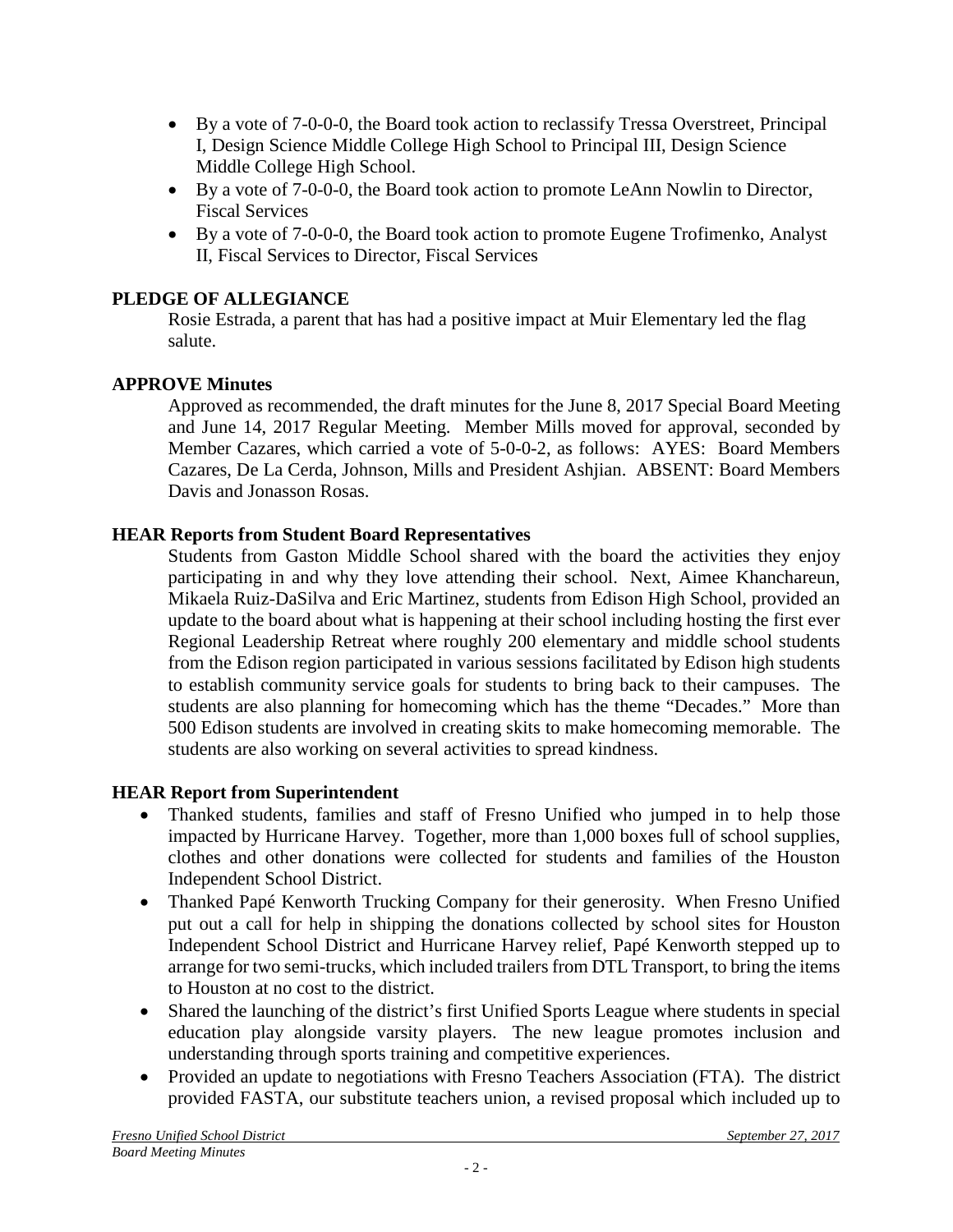- By a vote of 7-0-0-0, the Board took action to reclassify Tressa Overstreet, Principal I, Design Science Middle College High School to Principal III, Design Science Middle College High School.
- By a vote of 7-0-0-0, the Board took action to promote LeAnn Nowlin to Director, Fiscal Services
- By a vote of 7-0-0-0, the Board took action to promote Eugene Trofimenko, Analyst II, Fiscal Services to Director, Fiscal Services

**PLEDGE OF ALLEGIANCE**

Rosie Estrada, a parent that has had a positive impact at Muir Elementary led the flag salute.

**APPROVE Minutes**

Approved as recommended, the draft minutes for the June 8, 2017 Special Board Meeting and June 14, 2017 Regular Meeting. Member Mills moved for approval, seconded by Member Cazares, which carried a vote of 5-0-0-2, as follows: AYES: Board Members Cazares, De La Cerda, Johnson, Mills and President Ashjian. ABSENT: Board Members Davis and Jonasson Rosas.

**HEAR Reports from Student Board Representatives**

Students from Gaston Middle School shared with the board the activities they enjoy participating in and why they love attending their school. Next, Aimee Khanchareun, Mikaela Ruiz-DaSilva and Eric Martinez, students from Edison High School, provided an update to the board about what is happening at their school including hosting the first ever Regional Leadership Retreat where roughly 200 elementary and middle school students from the Edison region participated in various sessions facilitated by Edison high students to establish community service goals for students to bring back to their campuses. The students are also planning for homecoming which has the theme "Decades." More than 500 Edison students are involved in creating skits to make homecoming memorable. The students are also working on several activities to spread kindness.

**HEAR Report from Superintendent**

- Thanked students, families and staff of Fresno Unified who jumped in to help those impacted by Hurricane Harvey. Together, more than 1,000 boxes full of school supplies, clothes and other donations were collected for students and families of the Houston Independent School District.
- Thanked Papé Kenworth Trucking Company for their generosity. When Fresno Unified put out a call for help in shipping the donations collected by school sites for Houston Independent School District and Hurricane Harvey relief, Papé Kenworth stepped up to arrange for two semi-trucks, which included trailers from DTL Transport, to bring the items to Houston at no cost to the district.
- Shared the launching of the district's first Unified Sports League where students in special education play alongside varsity players. The new league promotes inclusion and understanding through sports training and competitive experiences.
- Provided an update to negotiations with Fresno Teachers Association (FTA). The district provided FASTA, our substitute teachers union, a revised proposal which included up to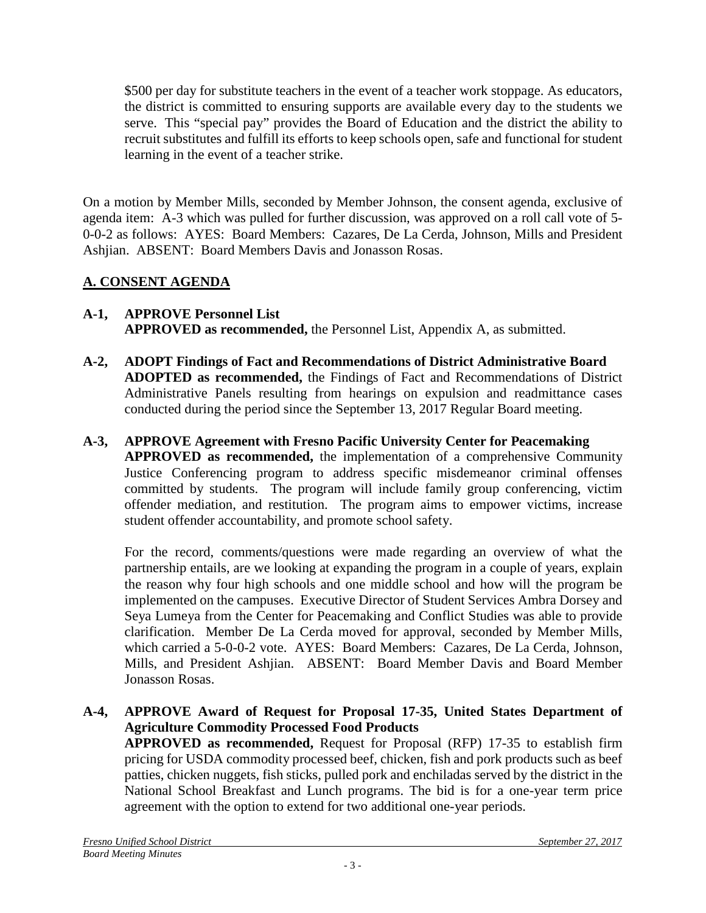$500 per day for substitute teachers in the event of a teacher work stoppage. As educators, the district is committed to ensuring supports are available every day to the students we serve. This "special pay" provides the Board of Education and the district the ability to recruit substitutes and fulfill its efforts to keep schools open, safe and functional for student learning in the event of a teacher strike.

On a motion by Member Mills, seconded by Member Johnson, the consent agenda, exclusive of agenda item: A-3 which was pulled for further discussion, was approved on a roll call vote of 5-0-0-2 as follows: AYES: Board Members: Cazares, De La Cerda, Johnson, Mills and President Ashjian. ABSENT: Board Members Davis and Jonasson Rosas.

## A. CONSENT AGENDA

**A-1, APPROVE Personnel List**
**APPROVED as recommended,** the Personnel List, Appendix A, as submitted.

**A-2, ADOPT Findings of Fact and Recommendations of District Administrative Board**
**ADOPTED as recommended,** the Findings of Fact and Recommendations of District Administrative Panels resulting from hearings on expulsion and readmittance cases conducted during the period since the September 13, 2017 Regular Board meeting.

**A-3, APPROVE Agreement with Fresno Pacific University Center for Peacemaking**
**APPROVED as recommended,** the implementation of a comprehensive Community Justice Conferencing program to address specific misdemeanor criminal offenses committed by students. The program will include family group conferencing, victim offender mediation, and restitution. The program aims to empower victims, increase student offender accountability, and promote school safety.

For the record, comments/questions were made regarding an overview of what the partnership entails, are we looking at expanding the program in a couple of years, explain the reason why four high schools and one middle school and how will the program be implemented on the campuses. Executive Director of Student Services Ambra Dorsey and Seya Lumeya from the Center for Peacemaking and Conflict Studies was able to provide clarification. Member De La Cerda moved for approval, seconded by Member Mills, which carried a 5-0-0-2 vote. AYES: Board Members: Cazares, De La Cerda, Johnson, Mills, and President Ashjian. ABSENT: Board Member Davis and Board Member Jonasson Rosas.

**A-4, APPROVE Award of Request for Proposal 17-35, United States Department of Agriculture Commodity Processed Food Products**
**APPROVED as recommended,** Request for Proposal (RFP) 17-35 to establish firm pricing for USDA commodity processed beef, chicken, fish and pork products such as beef patties, chicken nuggets, fish sticks, pulled pork and enchiladas served by the district in the National School Breakfast and Lunch programs. The bid is for a one-year term price agreement with the option to extend for two additional one-year periods.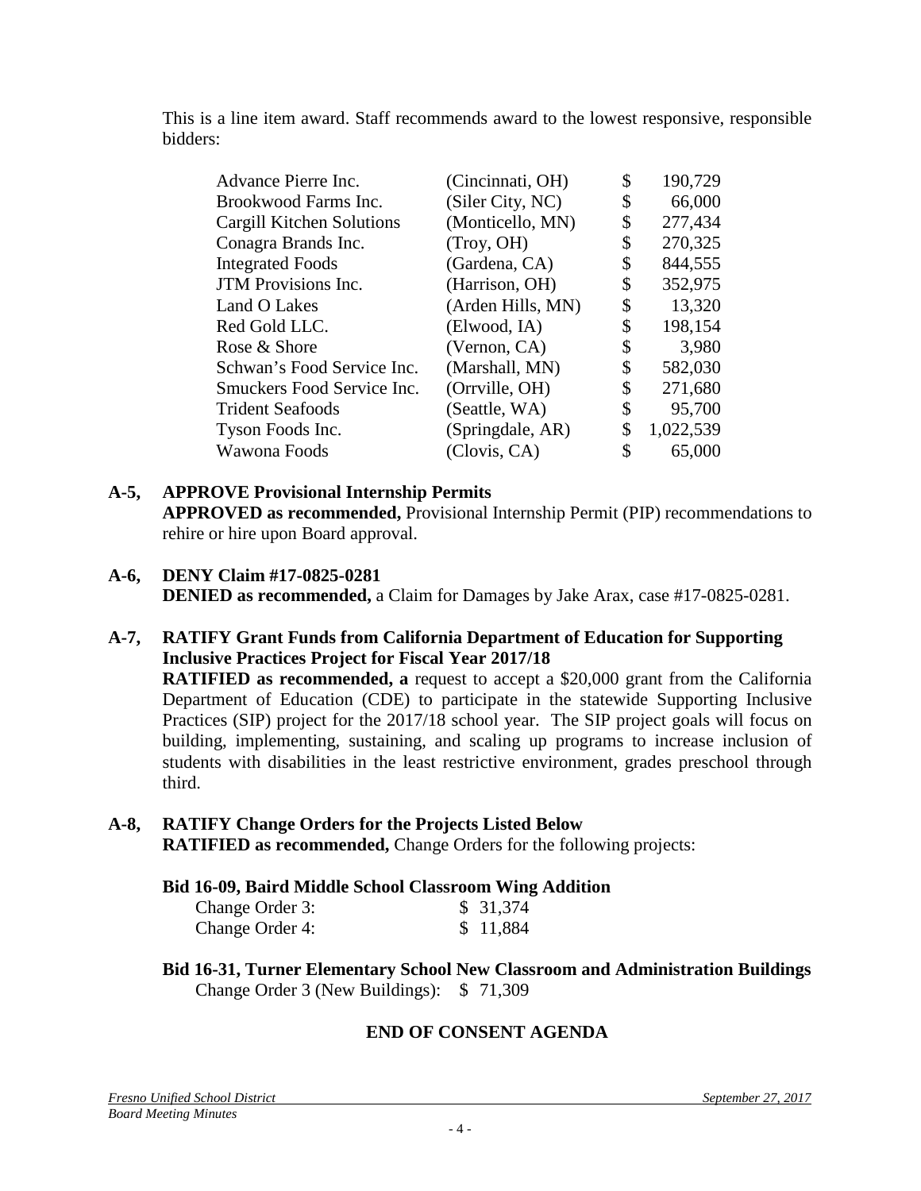This is a line item award. Staff recommends award to the lowest responsive, responsible bidders:

| | | |
|---|---|---|
| Advance Pierre Inc. | (Cincinnati, OH) | $ 190,729 |
| Brookwood Farms Inc. | (Siler City, NC) | $ 66,000 |
| Cargill Kitchen Solutions | (Monticello, MN) | $ 277,434 |
| Conagra Brands Inc. | (Troy, OH) | $ 270,325 |
| Integrated Foods | (Gardena, CA) | $ 844,555 |
| JTM Provisions Inc. | (Harrison, OH) | $ 352,975 |
| Land O Lakes | (Arden Hills, MN) | $ 13,320 |
| Red Gold LLC. | (Elwood, IA) | $ 198,154 |
| Rose & Shore | (Vernon, CA) | $ 3,980 |
| Schwan's Food Service Inc. | (Marshall, MN) | $ 582,030 |
| Smuckers Food Service Inc. | (Orrville, OH) | $ 271,680 |
| Trident Seafoods | (Seattle, WA) | $ 95,700 |
| Tyson Foods Inc. | (Springdale, AR) | $ 1,022,539 |
| Wawona Foods | (Clovis, CA) | $ 65,000 |

**A-5, APPROVE Provisional Internship Permits**
**APPROVED as recommended,** Provisional Internship Permit (PIP) recommendations to rehire or hire upon Board approval.

**A-6, DENY Claim #17-0825-0281**
**DENIED as recommended,** a Claim for Damages by Jake Arax, case #17-0825-0281.

**A-7, RATIFY Grant Funds from California Department of Education for Supporting Inclusive Practices Project for Fiscal Year 2017/18**
**RATIFIED as recommended, a** request to accept a $20,000 grant from the California Department of Education (CDE) to participate in the statewide Supporting Inclusive Practices (SIP) project for the 2017/18 school year. The SIP project goals will focus on building, implementing, sustaining, and scaling up programs to increase inclusion of students with disabilities in the least restrictive environment, grades preschool through third.

**A-8, RATIFY Change Orders for the Projects Listed Below**
**RATIFIED as recommended,** Change Orders for the following projects:

**Bid 16-09, Baird Middle School Classroom Wing Addition**

| | |
|---|---|
| Change Order 3: | $ 31,374 |
| Change Order 4: | $ 11,884 |

**Bid 16-31, Turner Elementary School New Classroom and Administration Buildings**
Change Order 3 (New Buildings): $ 71,309

**END OF CONSENT AGENDA**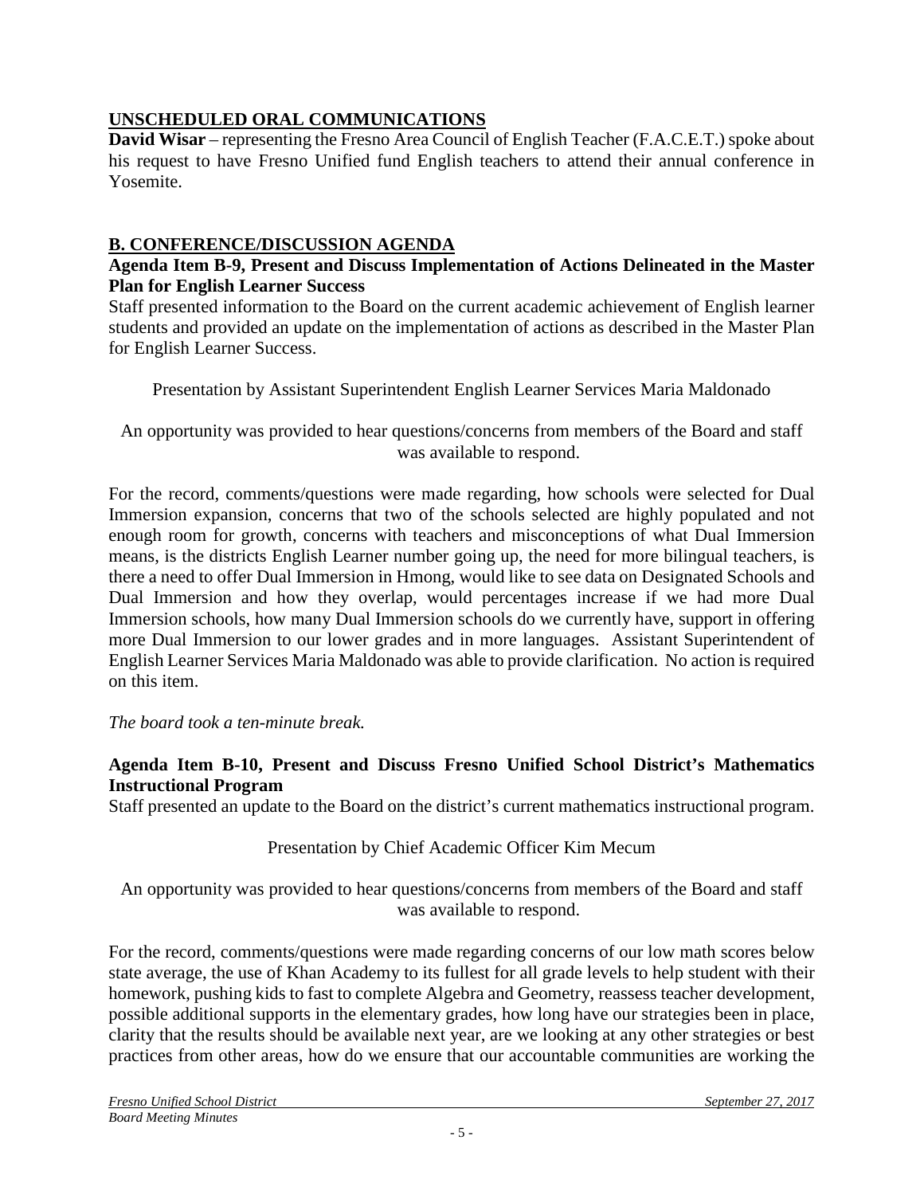## UNSCHEDULED ORAL COMMUNICATIONS

**David Wisar** – representing the Fresno Area Council of English Teacher (F.A.C.E.T.) spoke about his request to have Fresno Unified fund English teachers to attend their annual conference in Yosemite.

## B. CONFERENCE/DISCUSSION AGENDA

**Agenda Item B-9, Present and Discuss Implementation of Actions Delineated in the Master Plan for English Learner Success**

Staff presented information to the Board on the current academic achievement of English learner students and provided an update on the implementation of actions as described in the Master Plan for English Learner Success.

Presentation by Assistant Superintendent English Learner Services Maria Maldonado

An opportunity was provided to hear questions/concerns from members of the Board and staff was available to respond.

For the record, comments/questions were made regarding, how schools were selected for Dual Immersion expansion, concerns that two of the schools selected are highly populated and not enough room for growth, concerns with teachers and misconceptions of what Dual Immersion means, is the districts English Learner number going up, the need for more bilingual teachers, is there a need to offer Dual Immersion in Hmong, would like to see data on Designated Schools and Dual Immersion and how they overlap, would percentages increase if we had more Dual Immersion schools, how many Dual Immersion schools do we currently have, support in offering more Dual Immersion to our lower grades and in more languages. Assistant Superintendent of English Learner Services Maria Maldonado was able to provide clarification. No action is required on this item.

*The board took a ten-minute break.*

**Agenda Item B-10, Present and Discuss Fresno Unified School District's Mathematics Instructional Program**

Staff presented an update to the Board on the district's current mathematics instructional program.

Presentation by Chief Academic Officer Kim Mecum

An opportunity was provided to hear questions/concerns from members of the Board and staff was available to respond.

For the record, comments/questions were made regarding concerns of our low math scores below state average, the use of Khan Academy to its fullest for all grade levels to help student with their homework, pushing kids to fast to complete Algebra and Geometry, reassess teacher development, possible additional supports in the elementary grades, how long have our strategies been in place, clarity that the results should be available next year, are we looking at any other strategies or best practices from other areas, how do we ensure that our accountable communities are working the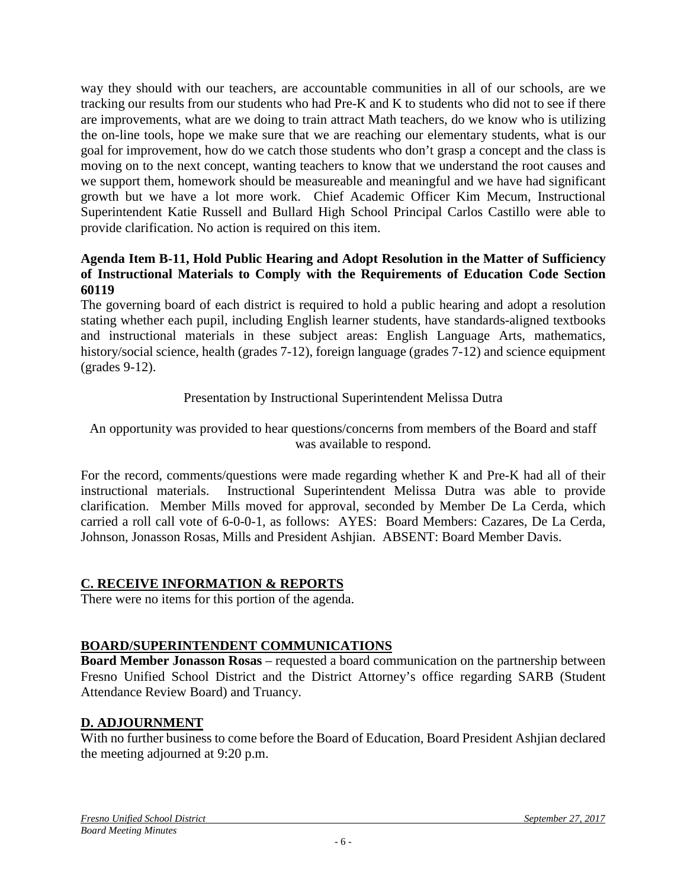way they should with our teachers, are accountable communities in all of our schools, are we tracking our results from our students who had Pre-K and K to students who did not to see if there are improvements, what are we doing to train attract Math teachers, do we know who is utilizing the on-line tools, hope we make sure that we are reaching our elementary students, what is our goal for improvement, how do we catch those students who don't grasp a concept and the class is moving on to the next concept, wanting teachers to know that we understand the root causes and we support them, homework should be measureable and meaningful and we have had significant growth but we have a lot more work. Chief Academic Officer Kim Mecum, Instructional Superintendent Katie Russell and Bullard High School Principal Carlos Castillo were able to provide clarification. No action is required on this item.

**Agenda Item B-11, Hold Public Hearing and Adopt Resolution in the Matter of Sufficiency of Instructional Materials to Comply with the Requirements of Education Code Section 60119**

The governing board of each district is required to hold a public hearing and adopt a resolution stating whether each pupil, including English learner students, have standards-aligned textbooks and instructional materials in these subject areas: English Language Arts, mathematics, history/social science, health (grades 7-12), foreign language (grades 7-12) and science equipment (grades 9-12).

Presentation by Instructional Superintendent Melissa Dutra

An opportunity was provided to hear questions/concerns from members of the Board and staff was available to respond.

For the record, comments/questions were made regarding whether K and Pre-K had all of their instructional materials. Instructional Superintendent Melissa Dutra was able to provide clarification. Member Mills moved for approval, seconded by Member De La Cerda, which carried a roll call vote of 6-0-0-1, as follows: AYES: Board Members: Cazares, De La Cerda, Johnson, Jonasson Rosas, Mills and President Ashjian. ABSENT: Board Member Davis.

## C. RECEIVE INFORMATION & REPORTS

There were no items for this portion of the agenda.

## BOARD/SUPERINTENDENT COMMUNICATIONS

**Board Member Jonasson Rosas** – requested a board communication on the partnership between Fresno Unified School District and the District Attorney's office regarding SARB (Student Attendance Review Board) and Truancy.

## D. ADJOURNMENT

With no further business to come before the Board of Education, Board President Ashjian declared the meeting adjourned at 9:20 p.m.